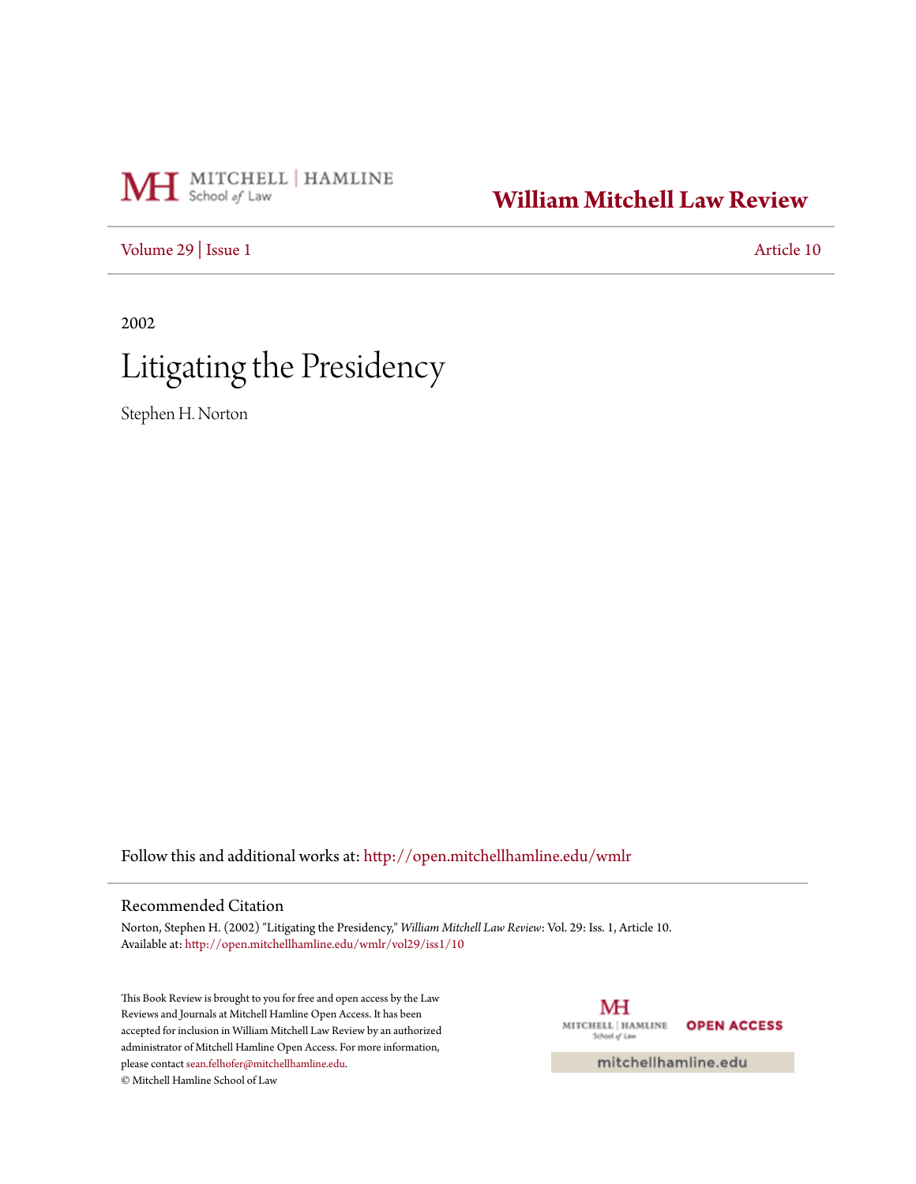# William Mitchell Law Review

Volume 29 | Issue 1 Article 10

2002

# Litigating the Presidency

Stephen H. Norton

Follow this and additional works at: http://open.mitchellhamline.edu/wmlr

## Recommended Citation

Norton, Stephen H. (2002) "Litigating the Presidency," *William Mitchell Law Review*: Vol. 29: Iss. 1, Article 10.
Available at: http://open.mitchellhamline.edu/wmlr/vol29/iss1/10

This Book Review is brought to you for free and open access by the Law Reviews and Journals at Mitchell Hamline Open Access. It has been accepted for inclusion in William Mitchell Law Review by an authorized administrator of Mitchell Hamline Open Access. For more information, please contact sean.felhofer@mitchellhamline.edu.
© Mitchell Hamline School of Law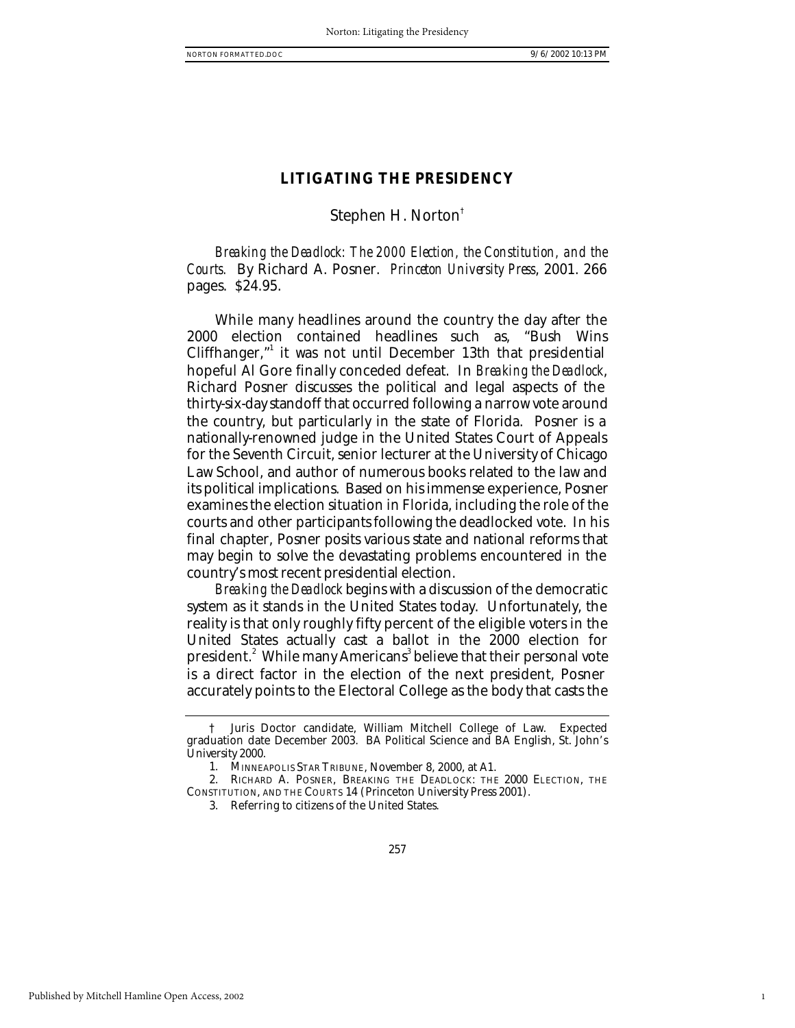# LITIGATING THE PRESIDENCY

Stephen H. Norton[†]

*Breaking the Deadlock: The 2000 Election, the Constitution, and the Courts.* By Richard A. Posner. *Princeton University Press*, 2001. 266 pages. $24.95.

While many headlines around the country the day after the 2000 election contained headlines such as, "Bush Wins Cliffhanger,"[1] it was not until December 13th that presidential hopeful Al Gore finally conceded defeat. In *Breaking the Deadlock*, Richard Posner discusses the political and legal aspects of the thirty-six-day standoff that occurred following a narrow vote around the country, but particularly in the state of Florida. Posner is a nationally-renowned judge in the United States Court of Appeals for the Seventh Circuit, senior lecturer at the University of Chicago Law School, and author of numerous books related to the law and its political implications. Based on his immense experience, Posner examines the election situation in Florida, including the role of the courts and other participants following the deadlocked vote. In his final chapter, Posner posits various state and national reforms that may begin to solve the devastating problems encountered in the country's most recent presidential election.

*Breaking the Deadlock* begins with a discussion of the democratic system as it stands in the United States today. Unfortunately, the reality is that only roughly fifty percent of the eligible voters in the United States actually cast a ballot in the 2000 election for president.[2] While many Americans[3] believe that their personal vote is a direct factor in the election of the next president, Posner accurately points to the Electoral College as the body that casts the

---

† Juris Doctor candidate, William Mitchell College of Law. Expected graduation date December 2003. BA Political Science and BA English, St. John's University 2000.

1. MINNEAPOLIS STAR TRIBUNE, November 8, 2000, at A1.

2. RICHARD A. POSNER, BREAKING THE DEADLOCK: THE 2000 ELECTION, THE CONSTITUTION, AND THE COURTS 14 (Princeton University Press 2001).

3. Referring to citizens of the United States.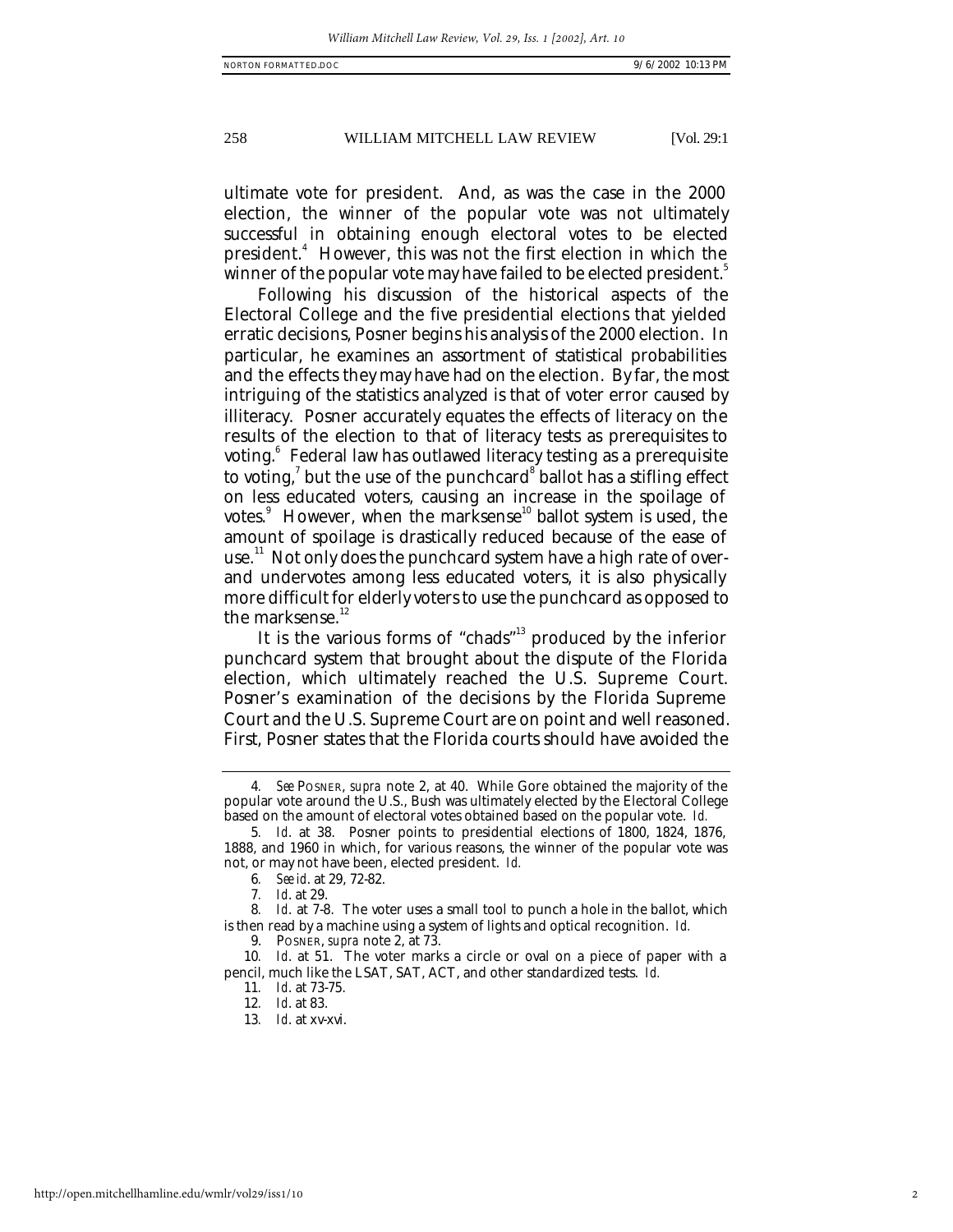ultimate vote for president. And, as was the case in the 2000 election, the winner of the popular vote was not ultimately successful in obtaining enough electoral votes to be elected president.[4] However, this was not the first election in which the winner of the popular vote may have failed to be elected president.[5]

Following his discussion of the historical aspects of the Electoral College and the five presidential elections that yielded erratic decisions, Posner begins his analysis of the 2000 election. In particular, he examines an assortment of statistical probabilities and the effects they may have had on the election. By far, the most intriguing of the statistics analyzed is that of voter error caused by illiteracy. Posner accurately equates the effects of literacy on the results of the election to that of literacy tests as prerequisites to voting.[6] Federal law has outlawed literacy testing as a prerequisite to voting,[7] but the use of the punchcard[8] ballot has a stifling effect on less educated voters, causing an increase in the spoilage of votes.[9] However, when the marksense[10] ballot system is used, the amount of spoilage is drastically reduced because of the ease of use.[11] Not only does the punchcard system have a high rate of over- and undervotes among less educated voters, it is also physically more difficult for elderly voters to use the punchcard as opposed to the marksense.[12]

It is the various forms of "chads"[13] produced by the inferior punchcard system that brought about the dispute of the Florida election, which ultimately reached the U.S. Supreme Court. Posner's examination of the decisions by the Florida Supreme Court and the U.S. Supreme Court are on point and well reasoned. First, Posner states that the Florida courts should have avoided the

---

4. *See* POSNER, *supra* note 2, at 40. While Gore obtained the majority of the popular vote around the U.S., Bush was ultimately elected by the Electoral College based on the amount of electoral votes obtained based on the popular vote. *Id.*

5. *Id.* at 38. Posner points to presidential elections of 1800, 1824, 1876, 1888, and 1960 in which, for various reasons, the winner of the popular vote was not, or may not have been, elected president. *Id.*

6. *See id.* at 29, 72-82.

7. *Id.* at 29.

8. *Id.* at 7-8. The voter uses a small tool to punch a hole in the ballot, which is then read by a machine using a system of lights and optical recognition. *Id.*

9. POSNER, *supra* note 2, at 73.

10. *Id.* at 51. The voter marks a circle or oval on a piece of paper with a pencil, much like the LSAT, SAT, ACT, and other standardized tests. *Id.*

11. *Id.* at 73-75.

12. *Id.* at 83.

13. *Id.* at xv-xvi.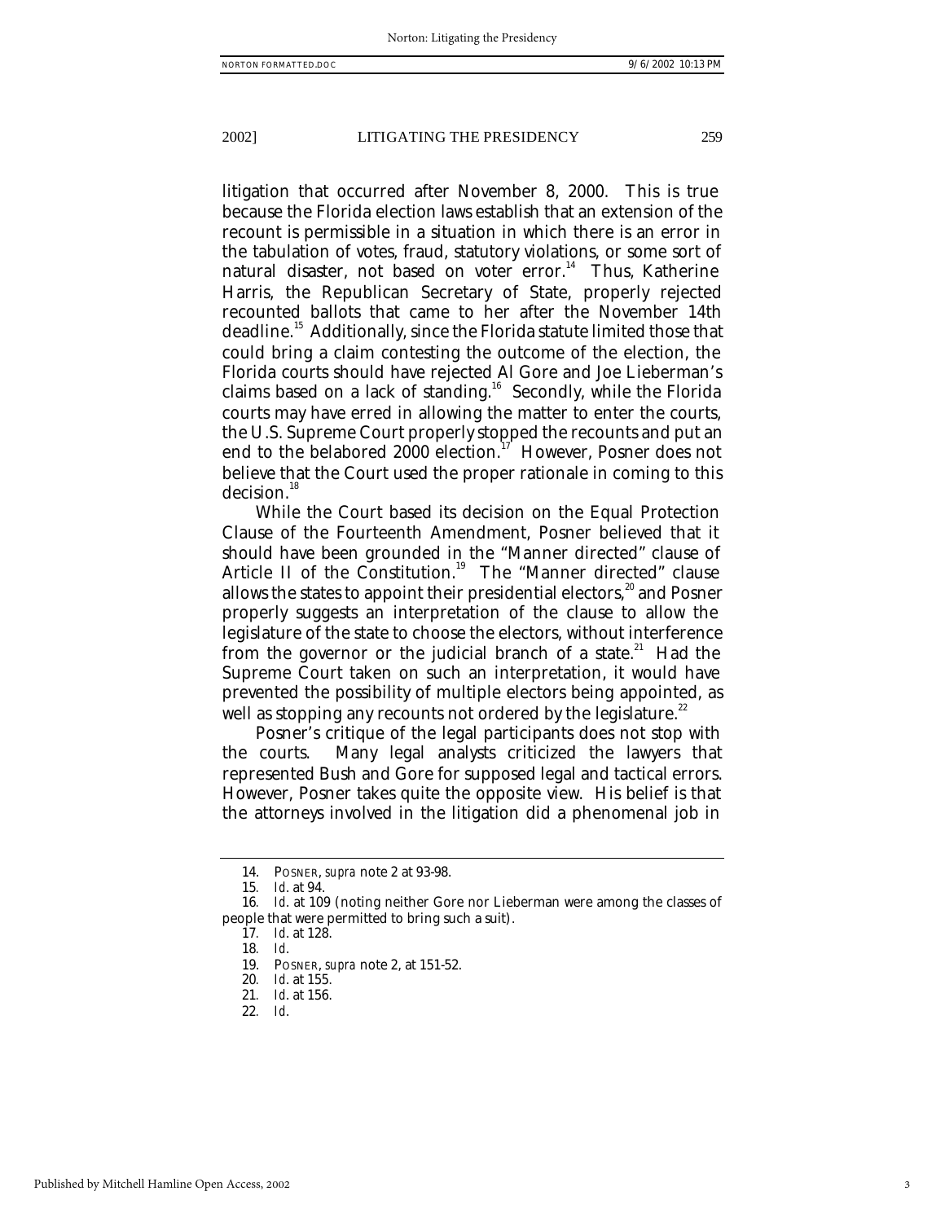litigation that occurred after November 8, 2000. This is true because the Florida election laws establish that an extension of the recount is permissible in a situation in which there is an error in the tabulation of votes, fraud, statutory violations, or some sort of natural disaster, not based on voter error.[14] Thus, Katherine Harris, the Republican Secretary of State, properly rejected recounted ballots that came to her after the November 14th deadline.[15] Additionally, since the Florida statute limited those that could bring a claim contesting the outcome of the election, the Florida courts should have rejected Al Gore and Joe Lieberman's claims based on a lack of standing.[16] Secondly, while the Florida courts may have erred in allowing the matter to enter the courts, the U.S. Supreme Court properly stopped the recounts and put an end to the belabored 2000 election.[17] However, Posner does not believe that the Court used the proper rationale in coming to this decision.[18]

While the Court based its decision on the Equal Protection Clause of the Fourteenth Amendment, Posner believed that it should have been grounded in the "Manner directed" clause of Article II of the Constitution.[19] The "Manner directed" clause allows the states to appoint their presidential electors,[20] and Posner properly suggests an interpretation of the clause to allow the legislature of the state to choose the electors, without interference from the governor or the judicial branch of a state.[21] Had the Supreme Court taken on such an interpretation, it would have prevented the possibility of multiple electors being appointed, as well as stopping any recounts not ordered by the legislature.[22]

Posner's critique of the legal participants does not stop with the courts. Many legal analysts criticized the lawyers that represented Bush and Gore for supposed legal and tactical errors. However, Posner takes quite the opposite view. His belief is that the attorneys involved in the litigation did a phenomenal job in

---

14. POSNER, *supra* note 2 at 93-98.
15. *Id.* at 94.
16. *Id.* at 109 (noting neither Gore nor Lieberman were among the classes of people that were permitted to bring such a suit).
17. *Id.* at 128.
18. *Id.*
19. POSNER, *supra* note 2, at 151-52.
20. *Id.* at 155.
21. *Id.* at 156.
22. *Id.*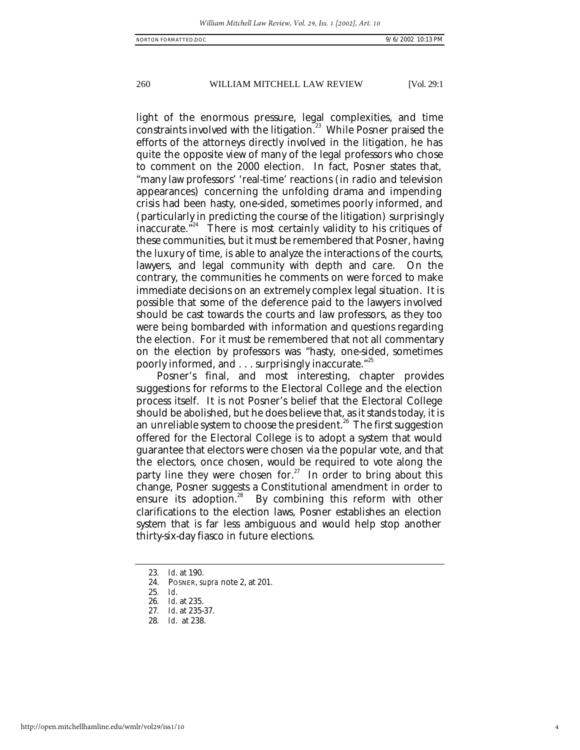light of the enormous pressure, legal complexities, and time constraints involved with the litigation.[23] While Posner praised the efforts of the attorneys directly involved in the litigation, he has quite the opposite view of many of the legal professors who chose to comment on the 2000 election. In fact, Posner states that, "many law professors' 'real-time' reactions (in radio and television appearances) concerning the unfolding drama and impending crisis had been hasty, one-sided, sometimes poorly informed, and (particularly in predicting the course of the litigation) surprisingly inaccurate."[24] There is most certainly validity to his critiques of these communities, but it must be remembered that Posner, having the luxury of time, is able to analyze the interactions of the courts, lawyers, and legal community with depth and care. On the contrary, the communities he comments on were forced to make immediate decisions on an extremely complex legal situation. It is possible that some of the deference paid to the lawyers involved should be cast towards the courts and law professors, as they too were being bombarded with information and questions regarding the election. For it must be remembered that not all commentary on the election by professors was "hasty, one-sided, sometimes poorly informed, and . . . surprisingly inaccurate."[25]

Posner's final, and most interesting, chapter provides suggestions for reforms to the Electoral College and the election process itself. It is not Posner's belief that the Electoral College should be abolished, but he does believe that, as it stands today, it is an unreliable system to choose the president.[26] The first suggestion offered for the Electoral College is to adopt a system that would guarantee that electors were chosen via the popular vote, and that the electors, once chosen, would be required to vote along the party line they were chosen for.[27] In order to bring about this change, Posner suggests a Constitutional amendment in order to ensure its adoption.[28] By combining this reform with other clarifications to the election laws, Posner establishes an election system that is far less ambiguous and would help stop another thirty-six-day fiasco in future elections.

---

23. *Id.* at 190.
24. POSNER, *supra* note 2, at 201.
25. *Id.*
26. *Id.* at 235.
27. *Id.* at 235-37.
28. *Id.* at 238.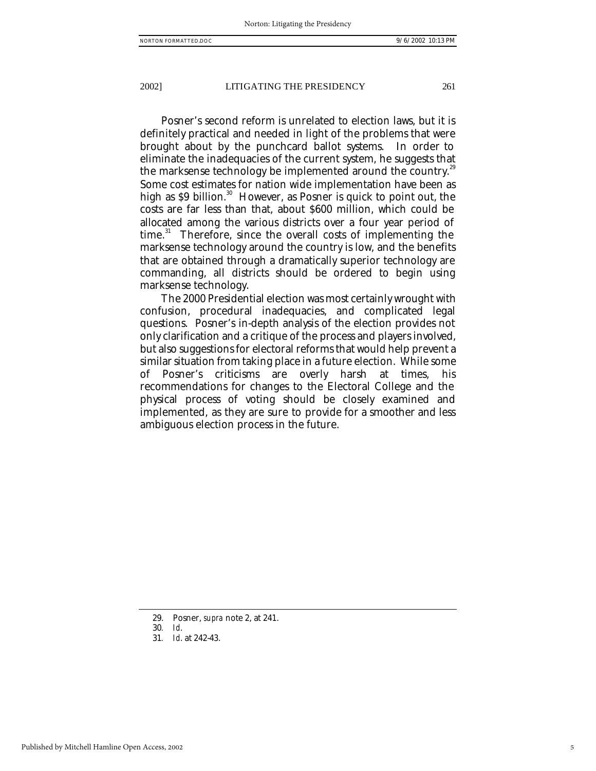Posner's second reform is unrelated to election laws, but it is definitely practical and needed in light of the problems that were brought about by the punchcard ballot systems. In order to eliminate the inadequacies of the current system, he suggests that the marksense technology be implemented around the country.[29] Some cost estimates for nation wide implementation have been as high as $9 billion.[30] However, as Posner is quick to point out, the costs are far less than that, about $600 million, which could be allocated among the various districts over a four year period of time.[31] Therefore, since the overall costs of implementing the marksense technology around the country is low, and the benefits that are obtained through a dramatically superior technology are commanding, all districts should be ordered to begin using marksense technology.

The 2000 Presidential election was most certainly wrought with confusion, procedural inadequacies, and complicated legal questions. Posner's in-depth analysis of the election provides not only clarification and a critique of the process and players involved, but also suggestions for electoral reforms that would help prevent a similar situation from taking place in a future election. While some of Posner's criticisms are overly harsh at times, his recommendations for changes to the Electoral College and the physical process of voting should be closely examined and implemented, as they are sure to provide for a smoother and less ambiguous election process in the future.

---

29. Posner, *supra* note 2, at 241.
30. *Id.*
31. *Id.* at 242-43.